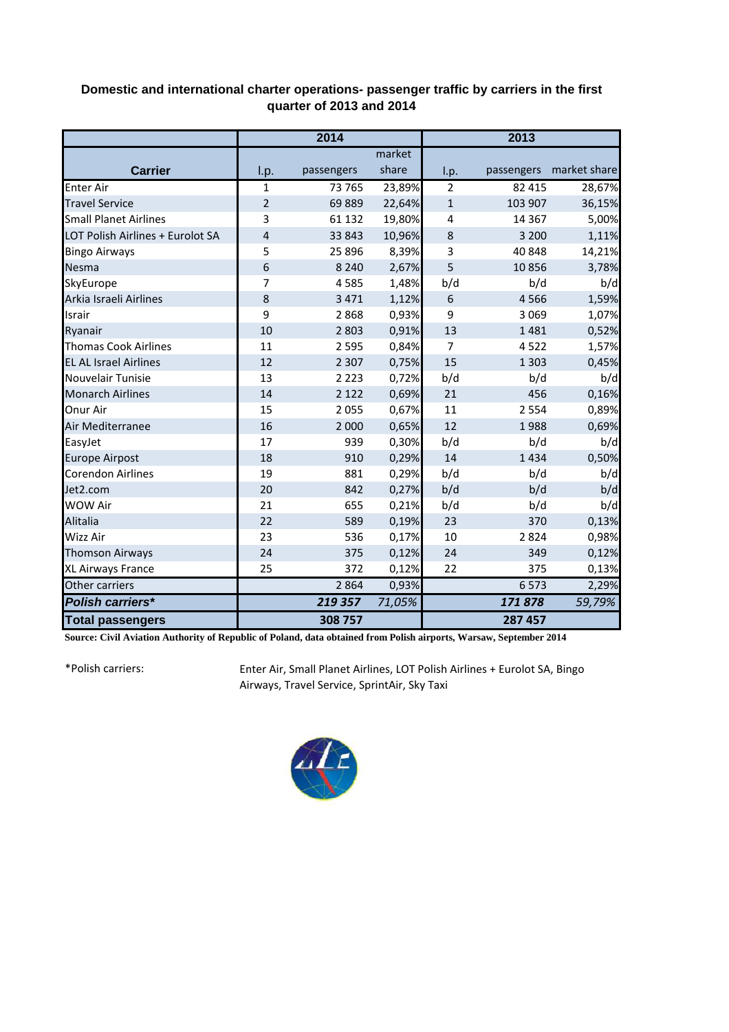**Domestic and international charter operations- passenger traffic by carriers in the first quarter of 2013 and 2014**

| Carrier | 2014 | | | 2013 | | |
|---|---|---|---|---|---|---|
| | l.p. | passengers | market share | l.p. | passengers | market share |
| Enter Air | 1 | 73 765 | 23,89% | 2 | 82 415 | 28,67% |
| Travel Service | 2 | 69 889 | 22,64% | 1 | 103 907 | 36,15% |
| Small Planet Airlines | 3 | 61 132 | 19,80% | 4 | 14 367 | 5,00% |
| LOT Polish Airlines + Eurolot SA | 4 | 33 843 | 10,96% | 8 | 3 200 | 1,11% |
| Bingo Airways | 5 | 25 896 | 8,39% | 3 | 40 848 | 14,21% |
| Nesma | 6 | 8 240 | 2,67% | 5 | 10 856 | 3,78% |
| SkyEurope | 7 | 4 585 | 1,48% | b/d | b/d | b/d |
| Arkia Israeli Airlines | 8 | 3 471 | 1,12% | 6 | 4 566 | 1,59% |
| Israir | 9 | 2 868 | 0,93% | 9 | 3 069 | 1,07% |
| Ryanair | 10 | 2 803 | 0,91% | 13 | 1 481 | 0,52% |
| Thomas Cook Airlines | 11 | 2 595 | 0,84% | 7 | 4 522 | 1,57% |
| EL AL Israel Airlines | 12 | 2 307 | 0,75% | 15 | 1 303 | 0,45% |
| Nouvelair Tunisie | 13 | 2 223 | 0,72% | b/d | b/d | b/d |
| Monarch Airlines | 14 | 2 122 | 0,69% | 21 | 456 | 0,16% |
| Onur Air | 15 | 2 055 | 0,67% | 11 | 2 554 | 0,89% |
| Air Mediterranee | 16 | 2 000 | 0,65% | 12 | 1 988 | 0,69% |
| EasyJet | 17 | 939 | 0,30% | b/d | b/d | b/d |
| Europe Airpost | 18 | 910 | 0,29% | 14 | 1 434 | 0,50% |
| Corendon Airlines | 19 | 881 | 0,29% | b/d | b/d | b/d |
| Jet2.com | 20 | 842 | 0,27% | b/d | b/d | b/d |
| WOW Air | 21 | 655 | 0,21% | b/d | b/d | b/d |
| Alitalia | 22 | 589 | 0,19% | 23 | 370 | 0,13% |
| Wizz Air | 23 | 536 | 0,17% | 10 | 2 824 | 0,98% |
| Thomson Airways | 24 | 375 | 0,12% | 24 | 349 | 0,12% |
| XL Airways France | 25 | 372 | 0,12% | 22 | 375 | 0,13% |
| Other carriers | | 2 864 | 0,93% | | 6 573 | 2,29% |
| ***Polish carriers**** | | ***219 357*** | *71,05%* | | ***171 878*** | *59,79%* |
| **Total passengers** | | **308 757** | | | **287 457** | |

**Source: Civil Aviation Authority of Republic of Poland, data obtained from Polish airports, Warsaw, September 2014**

*Polish carriers: Enter Air, Small Planet Airlines, LOT Polish Airlines + Eurolot SA, Bingo Airways, Travel Service, SprintAir, Sky Taxi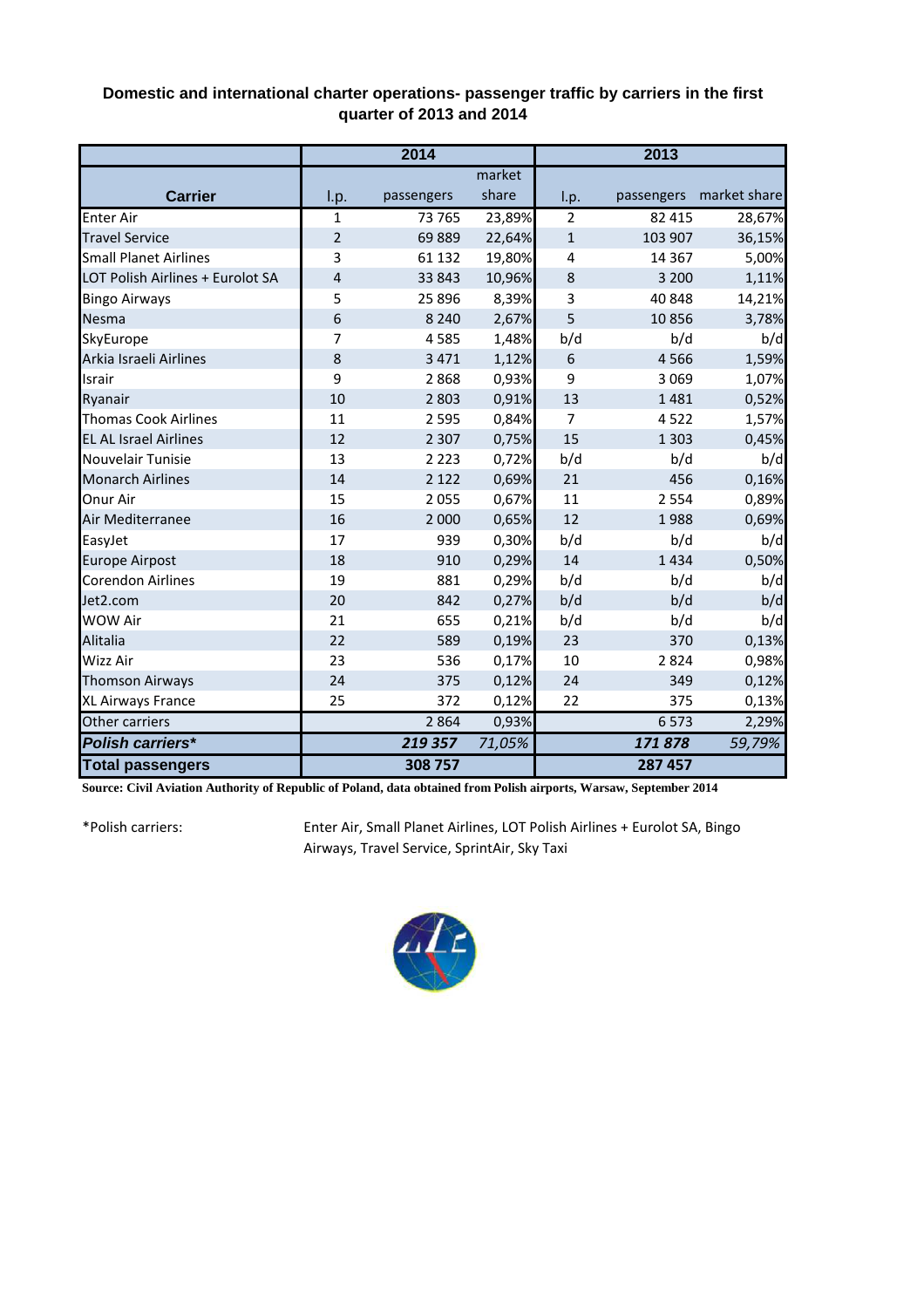**Domestic and international charter operations- passenger traffic by carriers in the first quarter of 2013 and 2014**

| Carrier | 2014 | | | 2013 | | |
|---|---|---|---|---|---|---|
| | l.p. | passengers | market share | l.p. | passengers | market share |
| Enter Air | 1 | 73 765 | 23,89% | 2 | 82 415 | 28,67% |
| Travel Service | 2 | 69 889 | 22,64% | 1 | 103 907 | 36,15% |
| Small Planet Airlines | 3 | 61 132 | 19,80% | 4 | 14 367 | 5,00% |
| LOT Polish Airlines + Eurolot SA | 4 | 33 843 | 10,96% | 8 | 3 200 | 1,11% |
| Bingo Airways | 5 | 25 896 | 8,39% | 3 | 40 848 | 14,21% |
| Nesma | 6 | 8 240 | 2,67% | 5 | 10 856 | 3,78% |
| SkyEurope | 7 | 4 585 | 1,48% | b/d | b/d | b/d |
| Arkia Israeli Airlines | 8 | 3 471 | 1,12% | 6 | 4 566 | 1,59% |
| Israir | 9 | 2 868 | 0,93% | 9 | 3 069 | 1,07% |
| Ryanair | 10 | 2 803 | 0,91% | 13 | 1 481 | 0,52% |
| Thomas Cook Airlines | 11 | 2 595 | 0,84% | 7 | 4 522 | 1,57% |
| EL AL Israel Airlines | 12 | 2 307 | 0,75% | 15 | 1 303 | 0,45% |
| Nouvelair Tunisie | 13 | 2 223 | 0,72% | b/d | b/d | b/d |
| Monarch Airlines | 14 | 2 122 | 0,69% | 21 | 456 | 0,16% |
| Onur Air | 15 | 2 055 | 0,67% | 11 | 2 554 | 0,89% |
| Air Mediterranee | 16 | 2 000 | 0,65% | 12 | 1 988 | 0,69% |
| EasyJet | 17 | 939 | 0,30% | b/d | b/d | b/d |
| Europe Airpost | 18 | 910 | 0,29% | 14 | 1 434 | 0,50% |
| Corendon Airlines | 19 | 881 | 0,29% | b/d | b/d | b/d |
| Jet2.com | 20 | 842 | 0,27% | b/d | b/d | b/d |
| WOW Air | 21 | 655 | 0,21% | b/d | b/d | b/d |
| Alitalia | 22 | 589 | 0,19% | 23 | 370 | 0,13% |
| Wizz Air | 23 | 536 | 0,17% | 10 | 2 824 | 0,98% |
| Thomson Airways | 24 | 375 | 0,12% | 24 | 349 | 0,12% |
| XL Airways France | 25 | 372 | 0,12% | 22 | 375 | 0,13% |
| Other carriers | | 2 864 | 0,93% | | 6 573 | 2,29% |
| ***Polish carriers**** | | ***219 357*** | *71,05%* | | ***171 878*** | *59,79%* |
| **Total passengers** | | **308 757** | | | **287 457** | |

**Source: Civil Aviation Authority of Republic of Poland, data obtained from Polish airports, Warsaw, September 2014**

*Polish carriers: Enter Air, Small Planet Airlines, LOT Polish Airlines + Eurolot SA, Bingo Airways, Travel Service, SprintAir, Sky Taxi